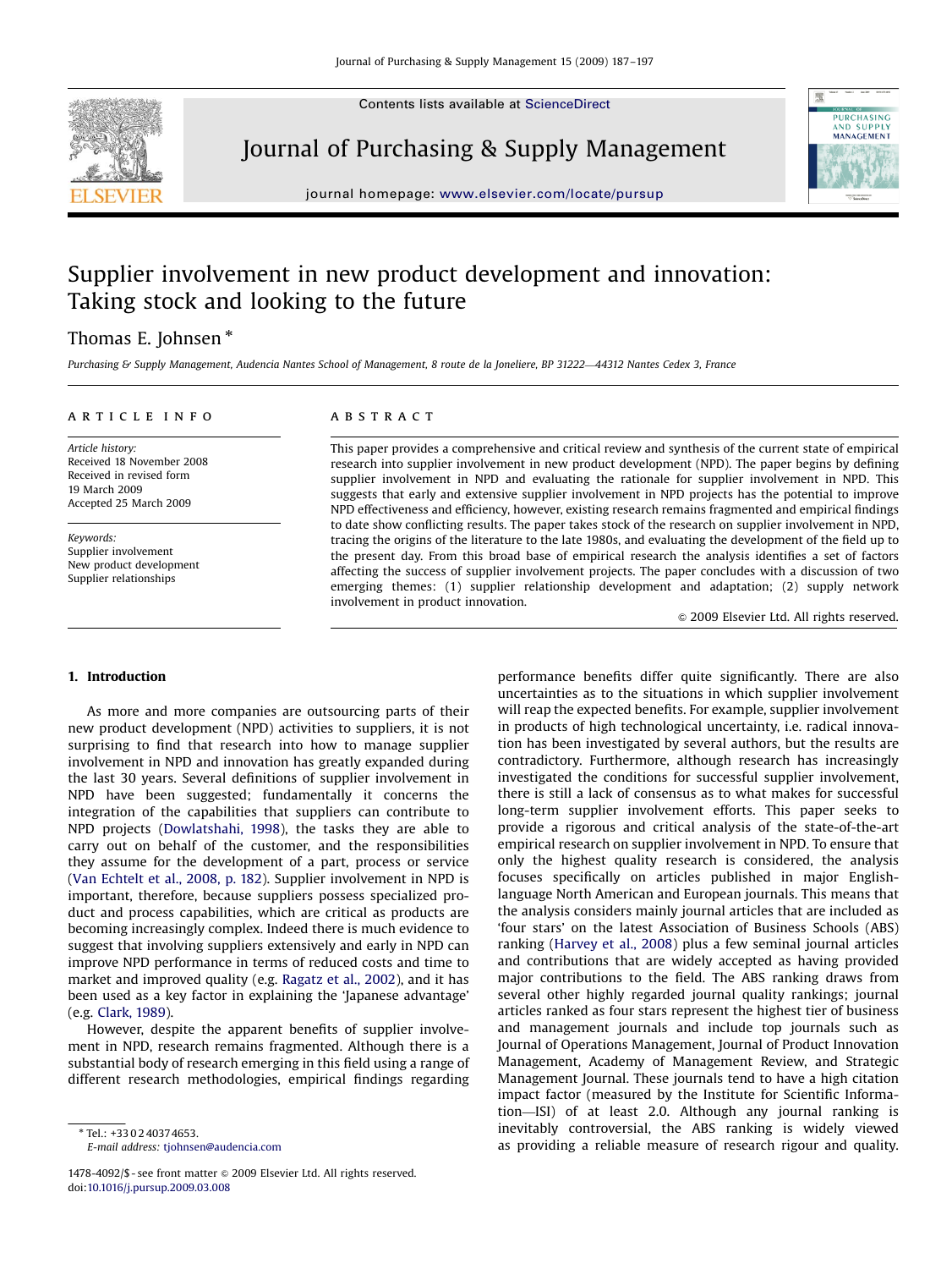# Supplier involvement in new product development and innovation: Taking stock and looking to the future

Thomas E. Johnsen *

*Purchasing & Supply Management, Audencia Nantes School of Management, 8 route de la Joneliere, BP 31222—44312 Nantes Cedex 3, France*

## ARTICLE INFO

*Article history:*
Received 18 November 2008
Received in revised form
19 March 2009
Accepted 25 March 2009

*Keywords:*
Supplier involvement
New product development
Supplier relationships

## ABSTRACT

This paper provides a comprehensive and critical review and synthesis of the current state of empirical research into supplier involvement in new product development (NPD). The paper begins by defining supplier involvement in NPD and evaluating the rationale for supplier involvement in NPD. This suggests that early and extensive supplier involvement in NPD projects has the potential to improve NPD effectiveness and efficiency, however, existing research remains fragmented and empirical findings to date show conflicting results. The paper takes stock of the research on supplier involvement in NPD, tracing the origins of the literature to the late 1980s, and evaluating the development of the field up to the present day. From this broad base of empirical research the analysis identifies a set of factors affecting the success of supplier involvement projects. The paper concludes with a discussion of two emerging themes: (1) supplier relationship development and adaptation; (2) supply network involvement in product innovation.

© 2009 Elsevier Ltd. All rights reserved.

## 1. Introduction

As more and more companies are outsourcing parts of their new product development (NPD) activities to suppliers, it is not surprising to find that research into how to manage supplier involvement in NPD and innovation has greatly expanded during the last 30 years. Several definitions of supplier involvement in NPD have been suggested; fundamentally it concerns the integration of the capabilities that suppliers can contribute to NPD projects (Dowlatshahi, 1998), the tasks they are able to carry out on behalf of the customer, and the responsibilities they assume for the development of a part, process or service (Van Echtelt et al., 2008, p. 182). Supplier involvement in NPD is important, therefore, because suppliers possess specialized product and process capabilities, which are critical as products are becoming increasingly complex. Indeed there is much evidence to suggest that involving suppliers extensively and early in NPD can improve NPD performance in terms of reduced costs and time to market and improved quality (e.g. Ragatz et al., 2002), and it has been used as a key factor in explaining the 'Japanese advantage' (e.g. Clark, 1989).

However, despite the apparent benefits of supplier involvement in NPD, research remains fragmented. Although there is a substantial body of research emerging in this field using a range of different research methodologies, empirical findings regarding performance benefits differ quite significantly. There are also uncertainties as to the situations in which supplier involvement will reap the expected benefits. For example, supplier involvement in products of high technological uncertainty, i.e. radical innovation has been investigated by several authors, but the results are contradictory. Furthermore, although research has increasingly investigated the conditions for successful supplier involvement, there is still a lack of consensus as to what makes for successful long-term supplier involvement efforts. This paper seeks to provide a rigorous and critical analysis of the state-of-the-art empirical research on supplier involvement in NPD. To ensure that only the highest quality research is considered, the analysis focuses specifically on articles published in major English-language North American and European journals. This means that the analysis considers mainly journal articles that are included as 'four stars' on the latest Association of Business Schools (ABS) ranking (Harvey et al., 2008) plus a few seminal journal articles and contributions that are widely accepted as having provided major contributions to the field. The ABS ranking draws from several other highly regarded journal quality rankings; journal articles ranked as four stars represent the highest tier of business and management journals and include top journals such as Journal of Operations Management, Journal of Product Innovation Management, Academy of Management Review, and Strategic Management Journal. These journals tend to have a high citation impact factor (measured by the Institute for Scientific Information—ISI) of at least 2.0. Although any journal ranking is inevitably controversial, the ABS ranking is widely viewed as providing a reliable measure of research rigour and quality.

* Tel.: +33 0 2 40 37 46 53.
E-mail address: tjohnsen@audencia.com

1478-4092/$ - see front matter © 2009 Elsevier Ltd. All rights reserved.
doi:10.1016/j.pursup.2009.03.008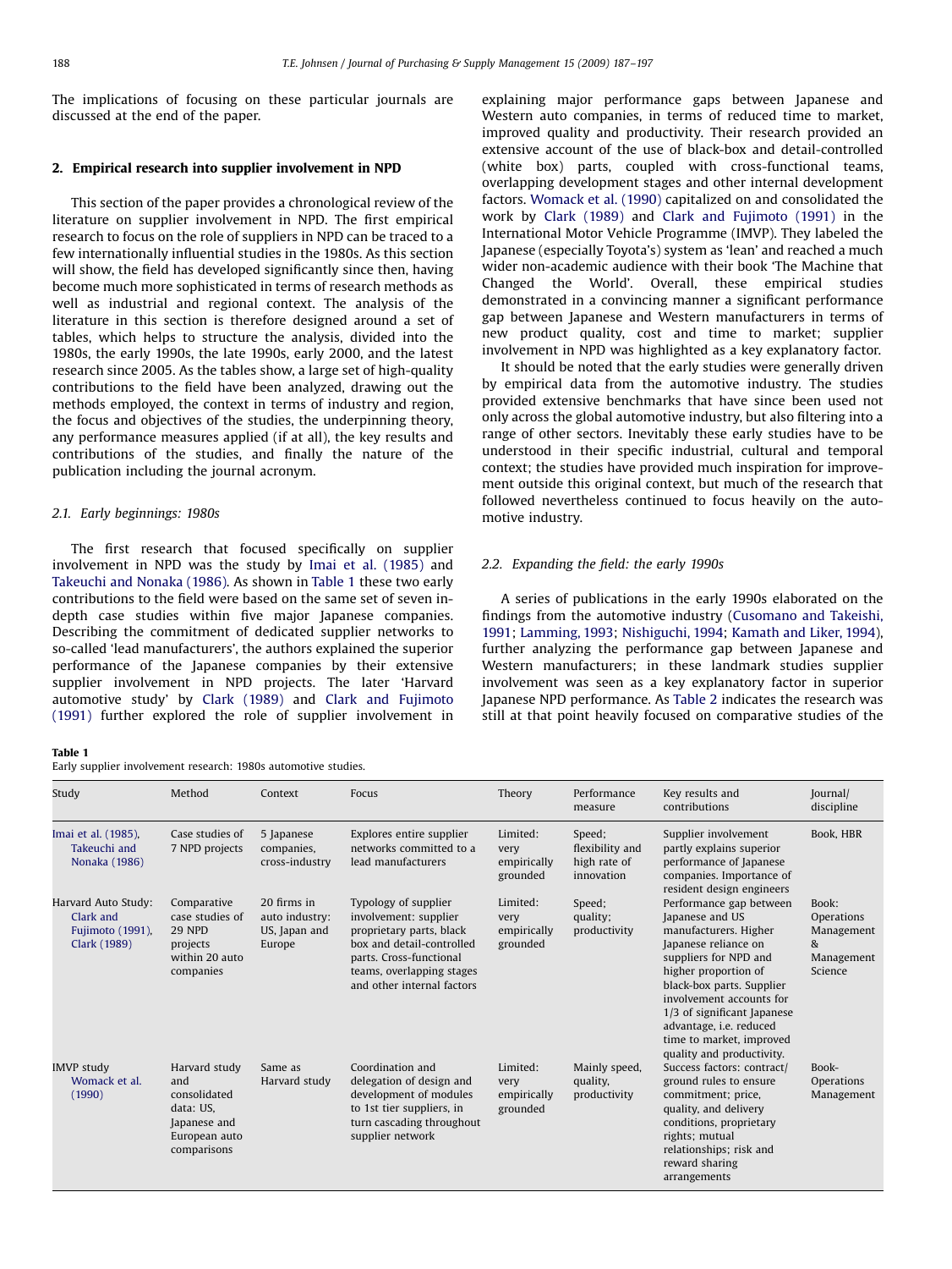The implications of focusing on these particular journals are discussed at the end of the paper.

## 2. Empirical research into supplier involvement in NPD

This section of the paper provides a chronological review of the literature on supplier involvement in NPD. The first empirical research to focus on the role of suppliers in NPD can be traced to a few internationally influential studies in the 1980s. As this section will show, the field has developed significantly since then, having become much more sophisticated in terms of research methods as well as industrial and regional context. The analysis of the literature in this section is therefore designed around a set of tables, which helps to structure the analysis, divided into the 1980s, the early 1990s, the late 1990s, early 2000, and the latest research since 2005. As the tables show, a large set of high-quality contributions to the field have been analyzed, drawing out the methods employed, the context in terms of industry and region, the focus and objectives of the studies, the underpinning theory, any performance measures applied (if at all), the key results and contributions of the studies, and finally the nature of the publication including the journal acronym.

### 2.1. Early beginnings: 1980s

The first research that focused specifically on supplier involvement in NPD was the study by Imai et al. (1985) and Takeuchi and Nonaka (1986). As shown in Table 1 these two early contributions to the field were based on the same set of seven in-depth case studies within five major Japanese companies. Describing the commitment of dedicated supplier networks to so-called 'lead manufacturers', the authors explained the superior performance of the Japanese companies by their extensive supplier involvement in NPD projects. The later 'Harvard automotive study' by Clark (1989) and Clark and Fujimoto (1991) further explored the role of supplier involvement in explaining major performance gaps between Japanese and Western auto companies, in terms of reduced time to market, improved quality and productivity. Their research provided an extensive account of the use of black-box and detail-controlled (white box) parts, coupled with cross-functional teams, overlapping development stages and other internal development factors. Womack et al. (1990) capitalized on and consolidated the work by Clark (1989) and Clark and Fujimoto (1991) in the International Motor Vehicle Programme (IMVP). They labeled the Japanese (especially Toyota's) system as 'lean' and reached a much wider non-academic audience with their book 'The Machine that Changed the World'. Overall, these empirical studies demonstrated in a convincing manner a significant performance gap between Japanese and Western manufacturers in terms of new product quality, cost and time to market; supplier involvement in NPD was highlighted as a key explanatory factor.

It should be noted that the early studies were generally driven by empirical data from the automotive industry. The studies provided extensive benchmarks that have since been used not only across the global automotive industry, but also filtering into a range of other sectors. Inevitably these early studies have to be understood in their specific industrial, cultural and temporal context; the studies have provided much inspiration for improvement outside this original context, but much of the research that followed nevertheless continued to focus heavily on the automotive industry.

### 2.2. Expanding the field: the early 1990s

A series of publications in the early 1990s elaborated on the findings from the automotive industry (Cusomano and Takeishi, 1991; Lamming, 1993; Nishiguchi, 1994; Kamath and Liker, 1994), further analyzing the performance gap between Japanese and Western manufacturers; in these landmark studies supplier involvement was seen as a key explanatory factor in superior Japanese NPD performance. As Table 2 indicates the research was still at that point heavily focused on comparative studies of the

**Table 1**
Early supplier involvement research: 1980s automotive studies.

| Study | Method | Context | Focus | Theory | Performance measure | Key results and contributions | Journal/ discipline |
|---|---|---|---|---|---|---|---|
| Imai et al. (1985), Takeuchi and Nonaka (1986) | Case studies of 7 NPD projects | 5 Japanese companies, cross-industry | Explores entire supplier networks committed to a lead manufacturers | Limited: very empirically grounded | Speed; flexibility and high rate of innovation | Supplier involvement partly explains superior performance of Japanese companies. Importance of resident design engineers | Book, HBR |
| Harvard Auto Study: Clark and Fujimoto (1991), Clark (1989) | Comparative case studies of 29 NPD projects within 20 auto companies | 20 firms in auto industry: US, Japan and Europe | Typology of supplier involvement: supplier proprietary parts, black box and detail-controlled parts. Cross-functional teams, overlapping stages and other internal factors | Limited: very empirically grounded | Speed; quality; productivity | Performance gap between Japanese and US manufacturers. Higher Japanese reliance on suppliers for NPD and higher proportion of black-box parts. Supplier involvement accounts for 1/3 of significant Japanese advantage, i.e. reduced time to market, improved quality and productivity. | Book: Operations Management & Management Science |
| IMVP study Womack et al. (1990) | Harvard study and consolidated data: US, Japanese and European auto comparisons | Same as Harvard study | Coordination and delegation of design and development of modules to 1st tier suppliers, in turn cascading throughout supplier network | Limited: very empirically grounded | Mainly speed, quality, productivity | Success factors: contract/ ground rules to ensure commitment; price, quality, and delivery conditions, proprietary rights; mutual relationships; risk and reward sharing arrangements | Book- Operations Management |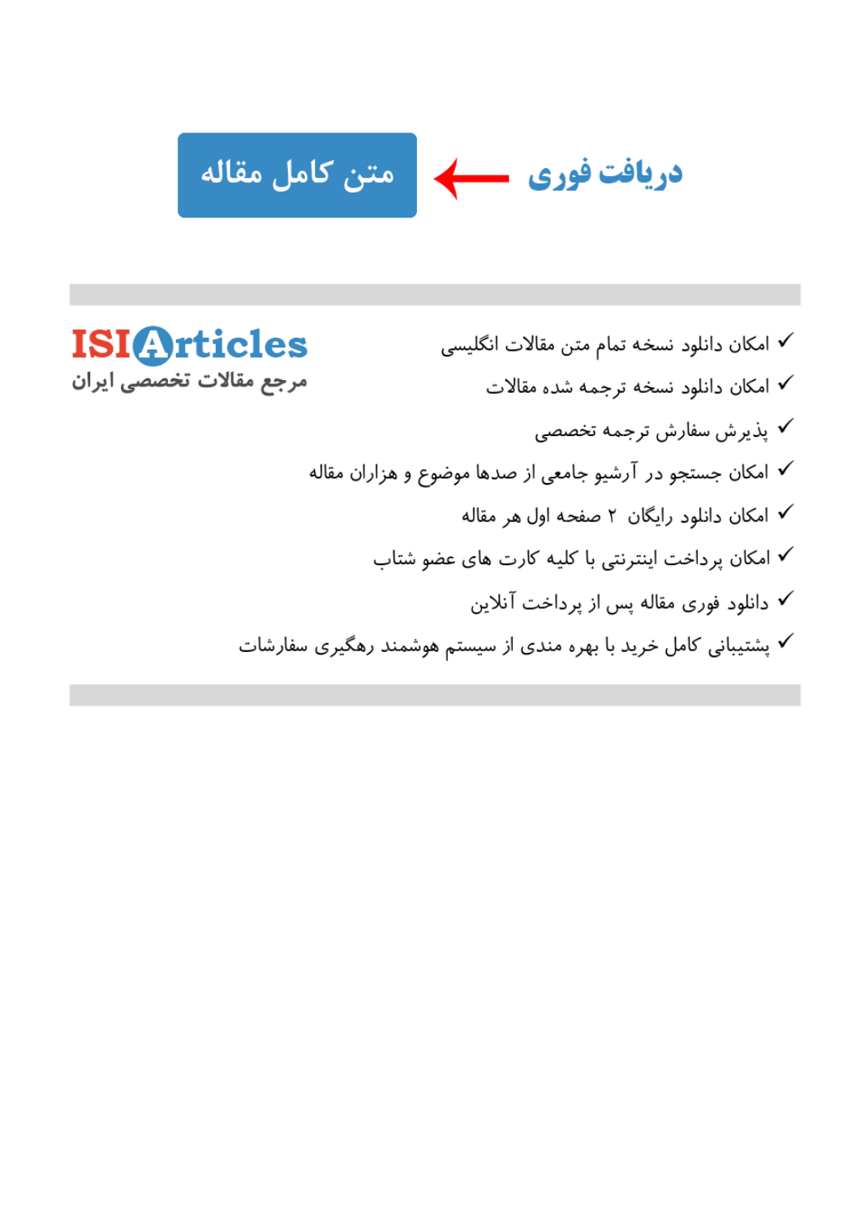دریافت فوری ← متن کامل مقاله

**ISIArticles**
مرجع مقالات تخصصی ایران

- ✓ امکان دانلود نسخه تمام متن مقالات انگلیسی
- ✓ امکان دانلود نسخه ترجمه شده مقالات
- ✓ پذیرش سفارش ترجمه تخصصی
- ✓ امکان جستجو در آرشیو جامعی از صدها موضوع و هزاران مقاله
- ✓ امکان دانلود رایگان ۲ صفحه اول هر مقاله
- ✓ امکان پرداخت اینترنتی با کلیه کارت های عضو شتاب
- ✓ دانلود فوری مقاله پس از پرداخت آنلاین
- ✓ پشتیبانی کامل خرید با بهره مندی از سیستم هوشمند رهگیری سفارشات